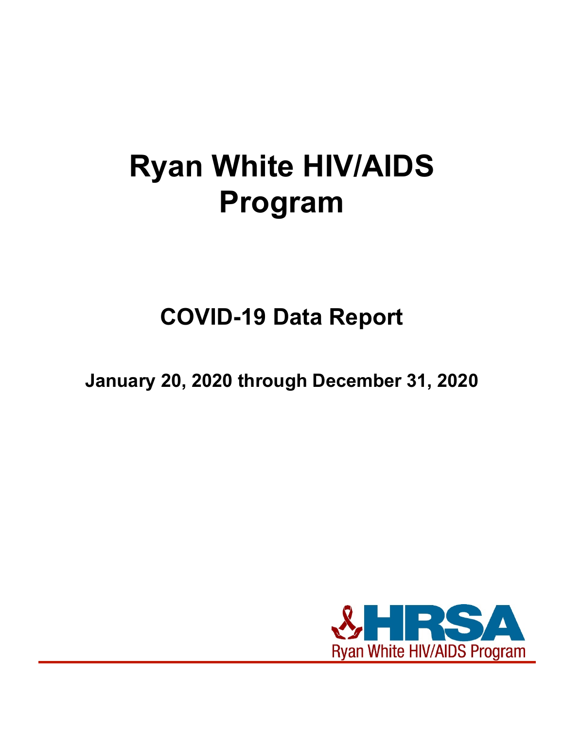# Ryan White HIV/AIDS Program

## COVID-19 Data Report

### January 20, 2020 through December 31, 2020

HRSA

Ryan White HIV/AIDS Program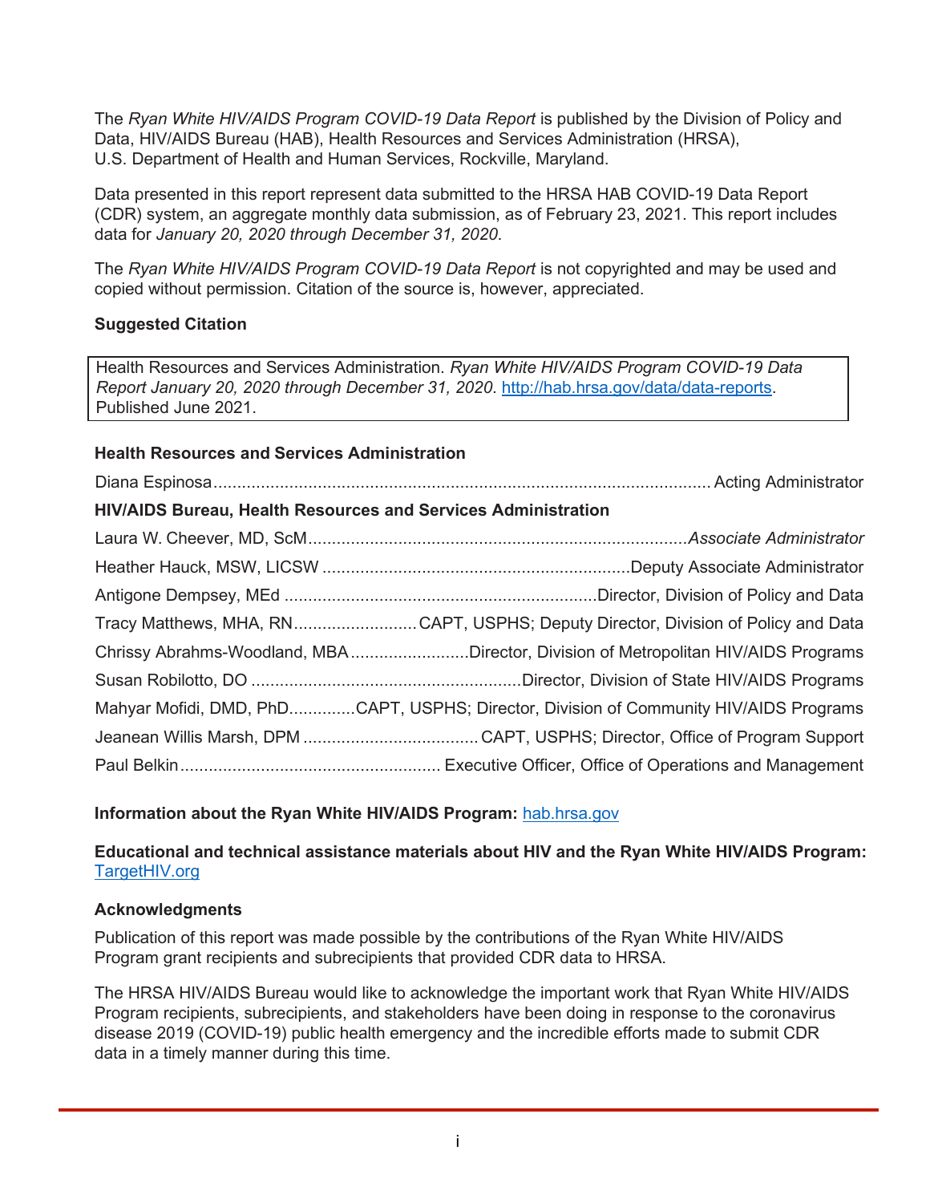The *Ryan White HIV/AIDS Program COVID-19 Data Report* is published by the Division of Policy and Data, HIV/AIDS Bureau (HAB), Health Resources and Services Administration (HRSA), U.S. Department of Health and Human Services, Rockville, Maryland.

Data presented in this report represent data submitted to the HRSA HAB COVID-19 Data Report (CDR) system, an aggregate monthly data submission, as of February 23, 2021. This report includes data for *January 20, 2020 through December 31, 2020*.

The *Ryan White HIV/AIDS Program COVID-19 Data Report* is not copyrighted and may be used and copied without permission. Citation of the source is, however, appreciated.

**Suggested Citation**

> Health Resources and Services Administration. *Ryan White HIV/AIDS Program COVID-19 Data Report January 20, 2020 through December 31, 2020*. [http://hab.hrsa.gov/data/data-reports](http://hab.hrsa.gov/data/data-reports). Published June 2021.

**Health Resources and Services Administration**

Diana Espinosa ........ Acting Administrator

**HIV/AIDS Bureau, Health Resources and Services Administration**

Laura W. Cheever, MD, ScM ........ *Associate Administrator*

Heather Hauck, MSW, LICSW ........ Deputy Associate Administrator

Antigone Dempsey, MEd ........ Director, Division of Policy and Data

Tracy Matthews, MHA, RN ........ CAPT, USPHS; Deputy Director, Division of Policy and Data

Chrissy Abrahms-Woodland, MBA ........ Director, Division of Metropolitan HIV/AIDS Programs

Susan Robilotto, DO ........ Director, Division of State HIV/AIDS Programs

Mahyar Mofidi, DMD, PhD ........ CAPT, USPHS; Director, Division of Community HIV/AIDS Programs

Jeanean Willis Marsh, DPM ........ CAPT, USPHS; Director, Office of Program Support

Paul Belkin ........ Executive Officer, Office of Operations and Management

**Information about the Ryan White HIV/AIDS Program:** [hab.hrsa.gov](https://hab.hrsa.gov)

**Educational and technical assistance materials about HIV and the Ryan White HIV/AIDS Program:** [TargetHIV.org](https://targethiv.org)

**Acknowledgments**

Publication of this report was made possible by the contributions of the Ryan White HIV/AIDS Program grant recipients and subrecipients that provided CDR data to HRSA.

The HRSA HIV/AIDS Bureau would like to acknowledge the important work that Ryan White HIV/AIDS Program recipients, subrecipients, and stakeholders have been doing in response to the coronavirus disease 2019 (COVID-19) public health emergency and the incredible efforts made to submit CDR data in a timely manner during this time.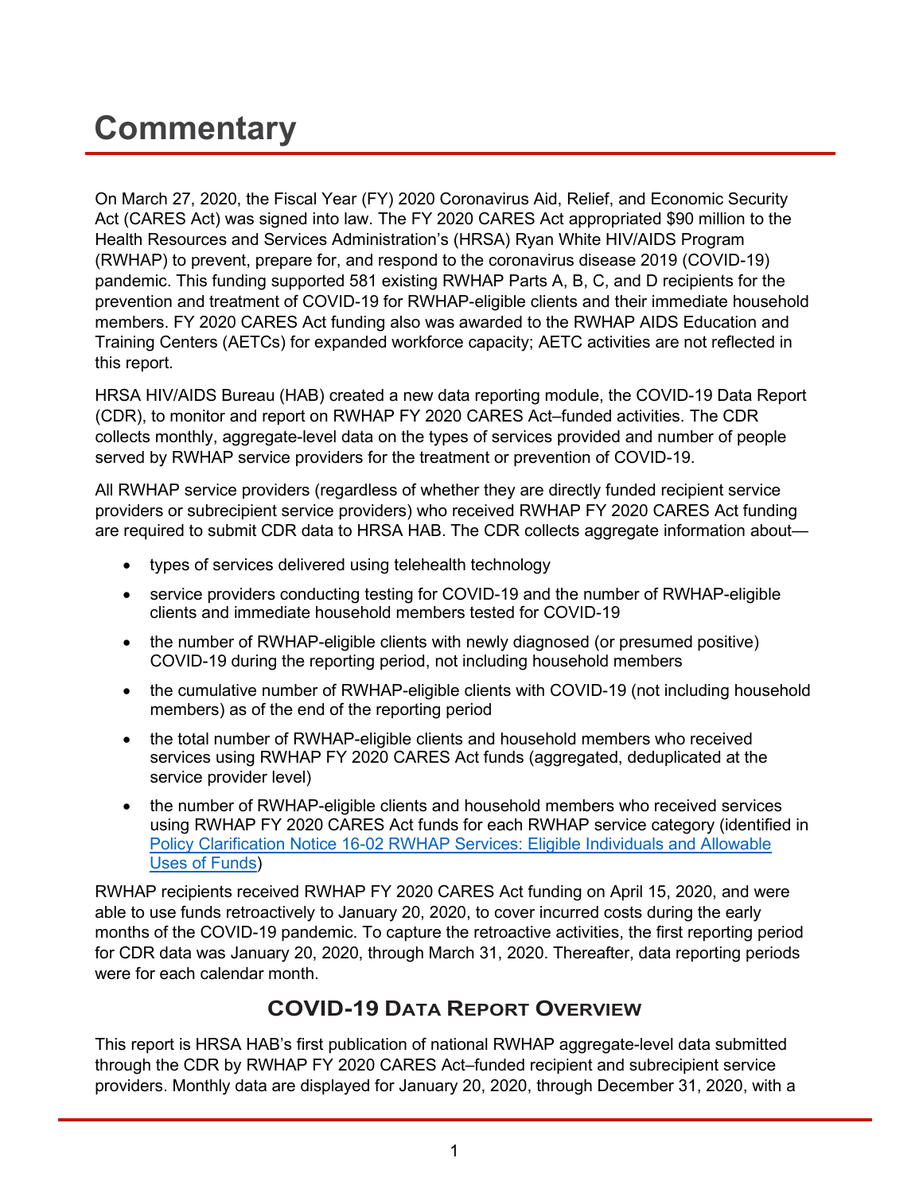# Commentary

On March 27, 2020, the Fiscal Year (FY) 2020 Coronavirus Aid, Relief, and Economic Security Act (CARES Act) was signed into law. The FY 2020 CARES Act appropriated $90 million to the Health Resources and Services Administration's (HRSA) Ryan White HIV/AIDS Program (RWHAP) to prevent, prepare for, and respond to the coronavirus disease 2019 (COVID-19) pandemic. This funding supported 581 existing RWHAP Parts A, B, C, and D recipients for the prevention and treatment of COVID-19 for RWHAP-eligible clients and their immediate household members. FY 2020 CARES Act funding also was awarded to the RWHAP AIDS Education and Training Centers (AETCs) for expanded workforce capacity; AETC activities are not reflected in this report.

HRSA HIV/AIDS Bureau (HAB) created a new data reporting module, the COVID-19 Data Report (CDR), to monitor and report on RWHAP FY 2020 CARES Act–funded activities. The CDR collects monthly, aggregate-level data on the types of services provided and number of people served by RWHAP service providers for the treatment or prevention of COVID-19.

All RWHAP service providers (regardless of whether they are directly funded recipient service providers or subrecipient service providers) who received RWHAP FY 2020 CARES Act funding are required to submit CDR data to HRSA HAB. The CDR collects aggregate information about—

- types of services delivered using telehealth technology
- service providers conducting testing for COVID-19 and the number of RWHAP-eligible clients and immediate household members tested for COVID-19
- the number of RWHAP-eligible clients with newly diagnosed (or presumed positive) COVID-19 during the reporting period, not including household members
- the cumulative number of RWHAP-eligible clients with COVID-19 (not including household members) as of the end of the reporting period
- the total number of RWHAP-eligible clients and household members who received services using RWHAP FY 2020 CARES Act funds (aggregated, deduplicated at the service provider level)
- the number of RWHAP-eligible clients and household members who received services using RWHAP FY 2020 CARES Act funds for each RWHAP service category (identified in Policy Clarification Notice 16-02 RWHAP Services: Eligible Individuals and Allowable Uses of Funds)

RWHAP recipients received RWHAP FY 2020 CARES Act funding on April 15, 2020, and were able to use funds retroactively to January 20, 2020, to cover incurred costs during the early months of the COVID-19 pandemic. To capture the retroactive activities, the first reporting period for CDR data was January 20, 2020, through March 31, 2020. Thereafter, data reporting periods were for each calendar month.

## COVID-19 Data Report Overview

This report is HRSA HAB's first publication of national RWHAP aggregate-level data submitted through the CDR by RWHAP FY 2020 CARES Act–funded recipient and subrecipient service providers. Monthly data are displayed for January 20, 2020, through December 31, 2020, with a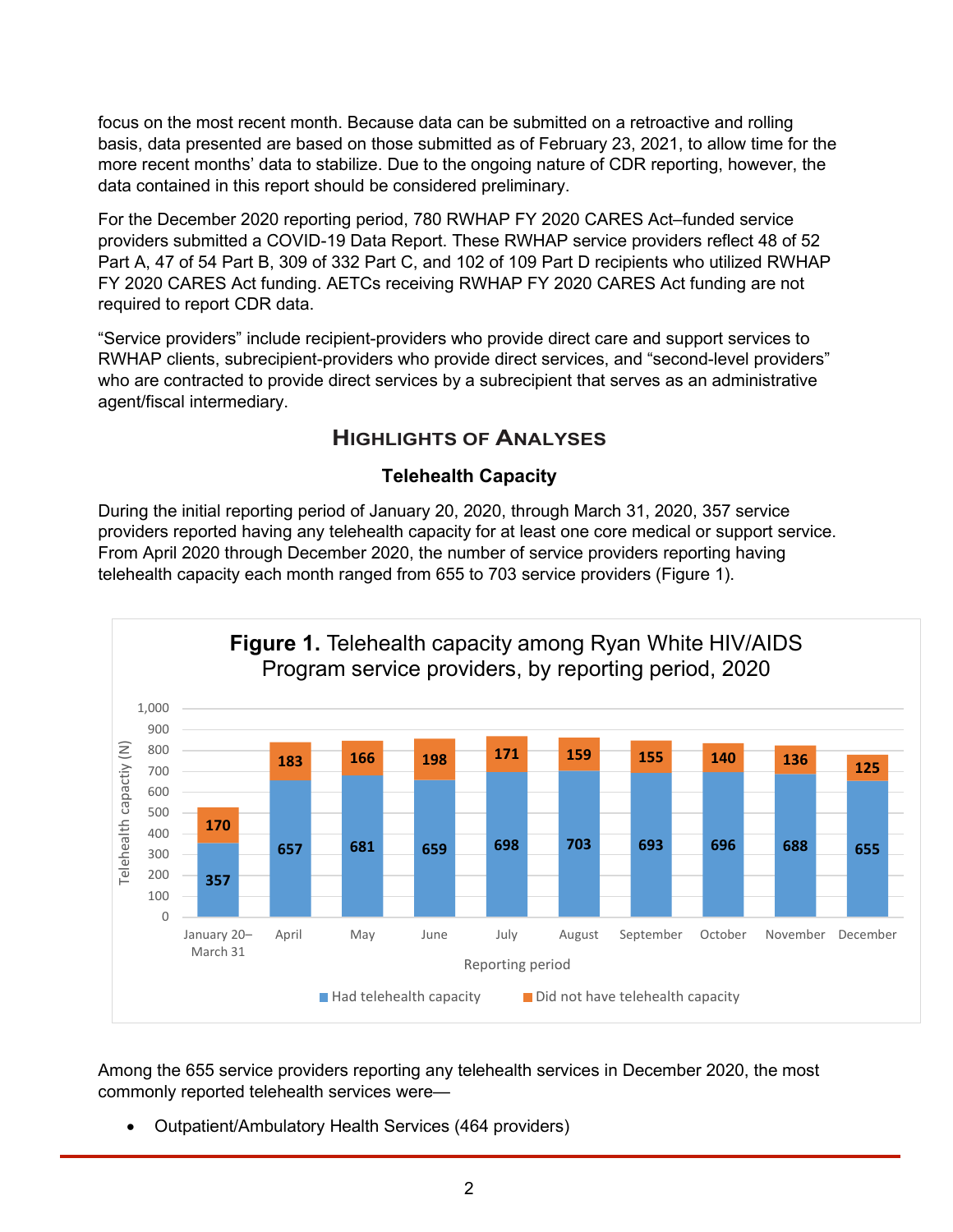focus on the most recent month. Because data can be submitted on a retroactive and rolling basis, data presented are based on those submitted as of February 23, 2021, to allow time for the more recent months' data to stabilize. Due to the ongoing nature of CDR reporting, however, the data contained in this report should be considered preliminary.

For the December 2020 reporting period, 780 RWHAP FY 2020 CARES Act–funded service providers submitted a COVID-19 Data Report. These RWHAP service providers reflect 48 of 52 Part A, 47 of 54 Part B, 309 of 332 Part C, and 102 of 109 Part D recipients who utilized RWHAP FY 2020 CARES Act funding. AETCs receiving RWHAP FY 2020 CARES Act funding are not required to report CDR data.

"Service providers" include recipient-providers who provide direct care and support services to RWHAP clients, subrecipient-providers who provide direct services, and "second-level providers" who are contracted to provide direct services by a subrecipient that serves as an administrative agent/fiscal intermediary.

## Highlights of Analyses

### Telehealth Capacity

During the initial reporting period of January 20, 2020, through March 31, 2020, 357 service providers reported having any telehealth capacity for at least one core medical or support service. From April 2020 through December 2020, the number of service providers reporting having telehealth capacity each month ranged from 655 to 703 service providers (Figure 1).

**Figure 1.** Telehealth capacity among Ryan White HIV/AIDS Program service providers, by reporting period, 2020

| Reporting period | Had telehealth capacity | Did not have telehealth capacity |
|---|---|---|
| January 20–March 31 | 357 | 170 |
| April | 657 | 183 |
| May | 681 | 166 |
| June | 659 | 198 |
| July | 698 | 171 |
| August | 703 | 159 |
| September | 693 | 155 |
| October | 696 | 140 |
| November | 688 | 136 |
| December | 655 | 125 |

Among the 655 service providers reporting any telehealth services in December 2020, the most commonly reported telehealth services were—

- Outpatient/Ambulatory Health Services (464 providers)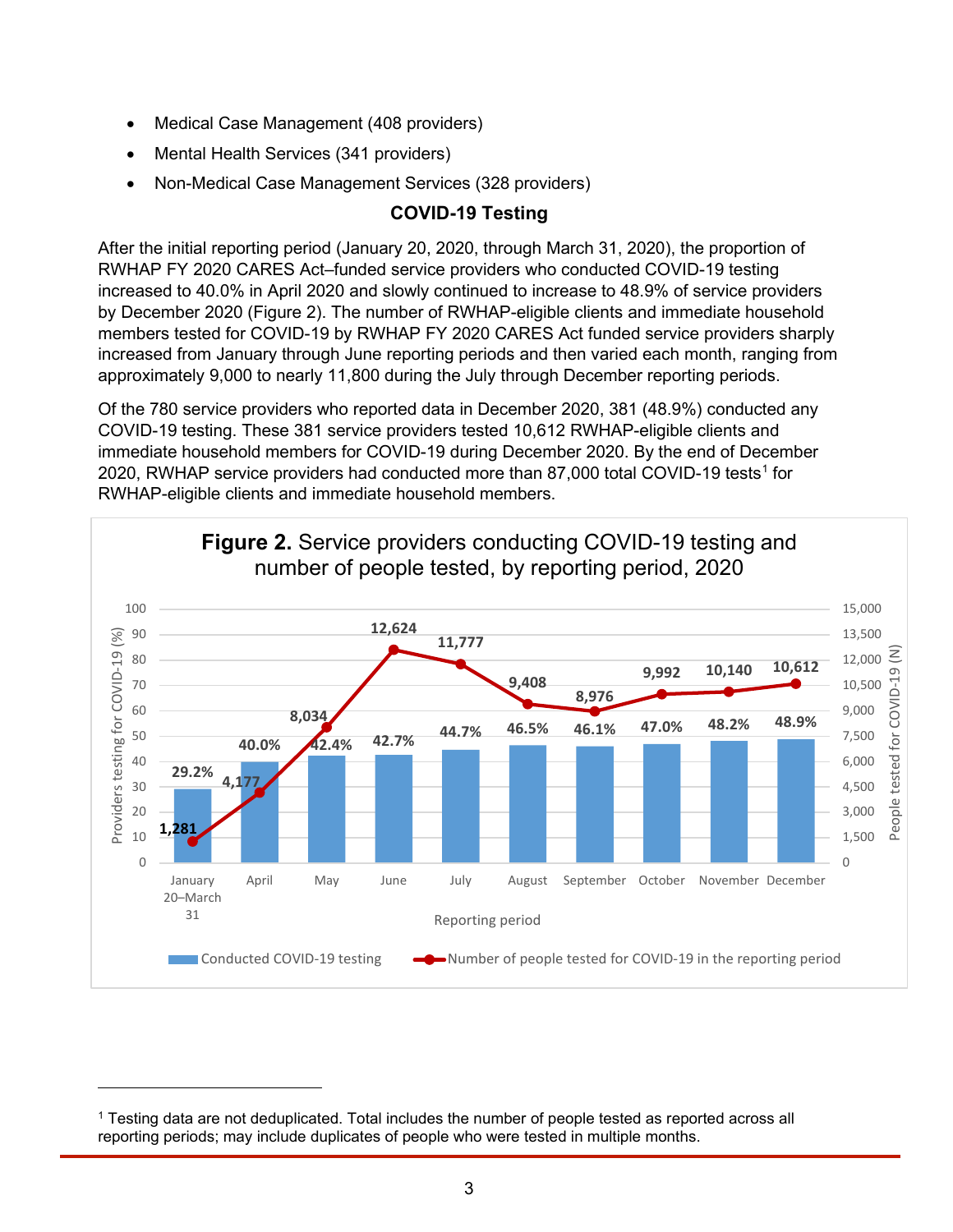- Medical Case Management (408 providers)
- Mental Health Services (341 providers)
- Non-Medical Case Management Services (328 providers)

### COVID-19 Testing

After the initial reporting period (January 20, 2020, through March 31, 2020), the proportion of RWHAP FY 2020 CARES Act–funded service providers who conducted COVID-19 testing increased to 40.0% in April 2020 and slowly continued to increase to 48.9% of service providers by December 2020 (Figure 2). The number of RWHAP-eligible clients and immediate household members tested for COVID-19 by RWHAP FY 2020 CARES Act funded service providers sharply increased from January through June reporting periods and then varied each month, ranging from approximately 9,000 to nearly 11,800 during the July through December reporting periods.

Of the 780 service providers who reported data in December 2020, 381 (48.9%) conducted any COVID-19 testing. These 381 service providers tested 10,612 RWHAP-eligible clients and immediate household members for COVID-19 during December 2020. By the end of December 2020, RWHAP service providers had conducted more than 87,000 total COVID-19 tests[1] for RWHAP-eligible clients and immediate household members.

**Figure 2.** Service providers conducting COVID-19 testing and number of people tested, by reporting period, 2020

| Reporting period | Conducted COVID-19 testing (%) | Number of people tested for COVID-19 in the reporting period |
|---|---|---|
| January 20–March 31 | 29.2% | 1,281 |
| April | 40.0% | 4,177 |
| May | 42.4% | 8,034 |
| June | 42.7% | 12,624 |
| July | 44.7% | 11,777 |
| August | 46.5% | 9,408 |
| September | 46.1% | 8,976 |
| October | 47.0% | 9,992 |
| November | 48.2% | 10,140 |
| December | 48.9% | 10,612 |

[1] Testing data are not deduplicated. Total includes the number of people tested as reported across all reporting periods; may include duplicates of people who were tested in multiple months.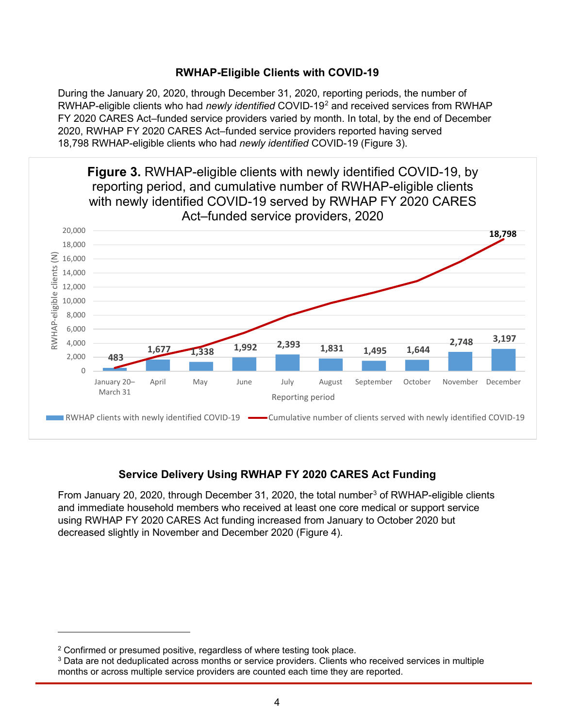### RWHAP-Eligible Clients with COVID-19

During the January 20, 2020, through December 31, 2020, reporting periods, the number of RWHAP-eligible clients who had *newly identified* COVID-19[2] and received services from RWHAP FY 2020 CARES Act–funded service providers varied by month. In total, by the end of December 2020, RWHAP FY 2020 CARES Act–funded service providers reported having served 18,798 RWHAP-eligible clients who had *newly identified* COVID-19 (Figure 3).

**Figure 3.** RWHAP-eligible clients with newly identified COVID-19, by reporting period, and cumulative number of RWHAP-eligible clients with newly identified COVID-19 served by RWHAP FY 2020 CARES Act–funded service providers, 2020

| Reporting period | RWHAP clients with newly identified COVID-19 |
| --- | --- |
| January 20–March 31 | 483 |
| April | 1,677 |
| May | 1,338 |
| June | 1,992 |
| July | 2,393 |
| August | 1,831 |
| September | 1,495 |
| October | 1,644 |
| November | 2,748 |
| December | 3,197 |

Cumulative number of clients served with newly identified COVID-19: 18,798 (December)

### Service Delivery Using RWHAP FY 2020 CARES Act Funding

From January 20, 2020, through December 31, 2020, the total number[3] of RWHAP-eligible clients and immediate household members who received at least one core medical or support service using RWHAP FY 2020 CARES Act funding increased from January to October 2020 but decreased slightly in November and December 2020 (Figure 4).

---

[2] Confirmed or presumed positive, regardless of where testing took place.

[3] Data are not deduplicated across months or service providers. Clients who received services in multiple months or across multiple service providers are counted each time they are reported.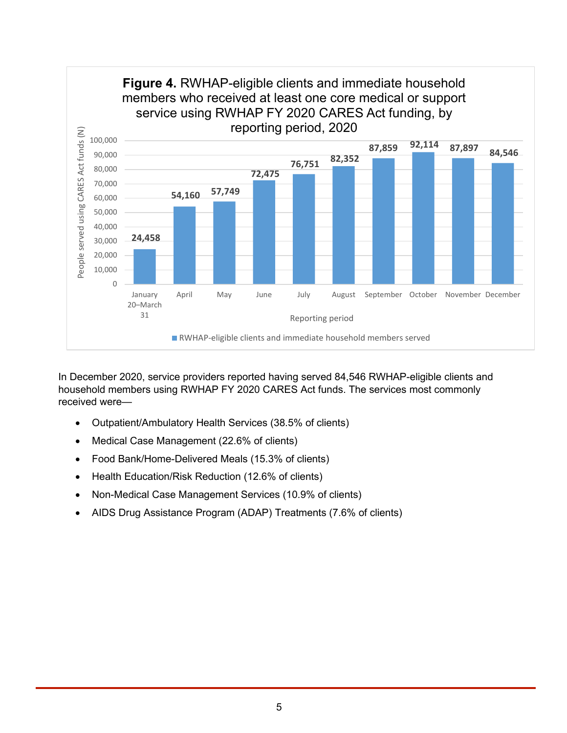**Figure 4.** RWHAP-eligible clients and immediate household members who received at least one core medical or support service using RWHAP FY 2020 CARES Act funding, by reporting period, 2020

| Reporting period | RWHAP-eligible clients and immediate household members served |
|---|---|
| January 20–March 31 | 24,458 |
| April | 54,160 |
| May | 57,749 |
| June | 72,475 |
| July | 76,751 |
| August | 82,352 |
| September | 87,859 |
| October | 92,114 |
| November | 87,897 |
| December | 84,546 |

In December 2020, service providers reported having served 84,546 RWHAP-eligible clients and household members using RWHAP FY 2020 CARES Act funds. The services most commonly received were—

- Outpatient/Ambulatory Health Services (38.5% of clients)
- Medical Case Management (22.6% of clients)
- Food Bank/Home-Delivered Meals (15.3% of clients)
- Health Education/Risk Reduction (12.6% of clients)
- Non-Medical Case Management Services (10.9% of clients)
- AIDS Drug Assistance Program (ADAP) Treatments (7.6% of clients)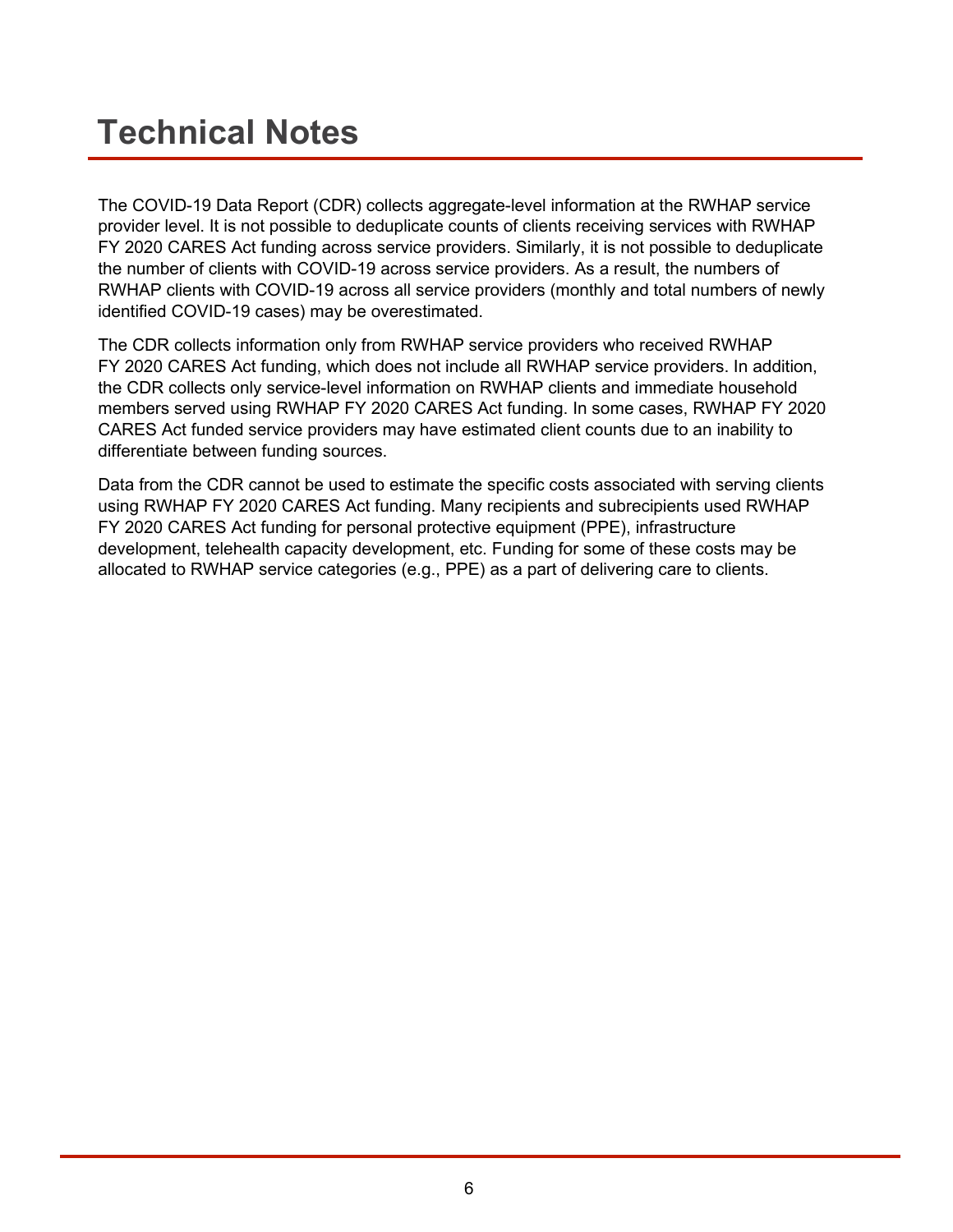# Technical Notes

The COVID-19 Data Report (CDR) collects aggregate-level information at the RWHAP service provider level. It is not possible to deduplicate counts of clients receiving services with RWHAP FY 2020 CARES Act funding across service providers. Similarly, it is not possible to deduplicate the number of clients with COVID-19 across service providers. As a result, the numbers of RWHAP clients with COVID-19 across all service providers (monthly and total numbers of newly identified COVID-19 cases) may be overestimated.

The CDR collects information only from RWHAP service providers who received RWHAP FY 2020 CARES Act funding, which does not include all RWHAP service providers. In addition, the CDR collects only service-level information on RWHAP clients and immediate household members served using RWHAP FY 2020 CARES Act funding. In some cases, RWHAP FY 2020 CARES Act funded service providers may have estimated client counts due to an inability to differentiate between funding sources.

Data from the CDR cannot be used to estimate the specific costs associated with serving clients using RWHAP FY 2020 CARES Act funding. Many recipients and subrecipients used RWHAP FY 2020 CARES Act funding for personal protective equipment (PPE), infrastructure development, telehealth capacity development, etc. Funding for some of these costs may be allocated to RWHAP service categories (e.g., PPE) as a part of delivering care to clients.